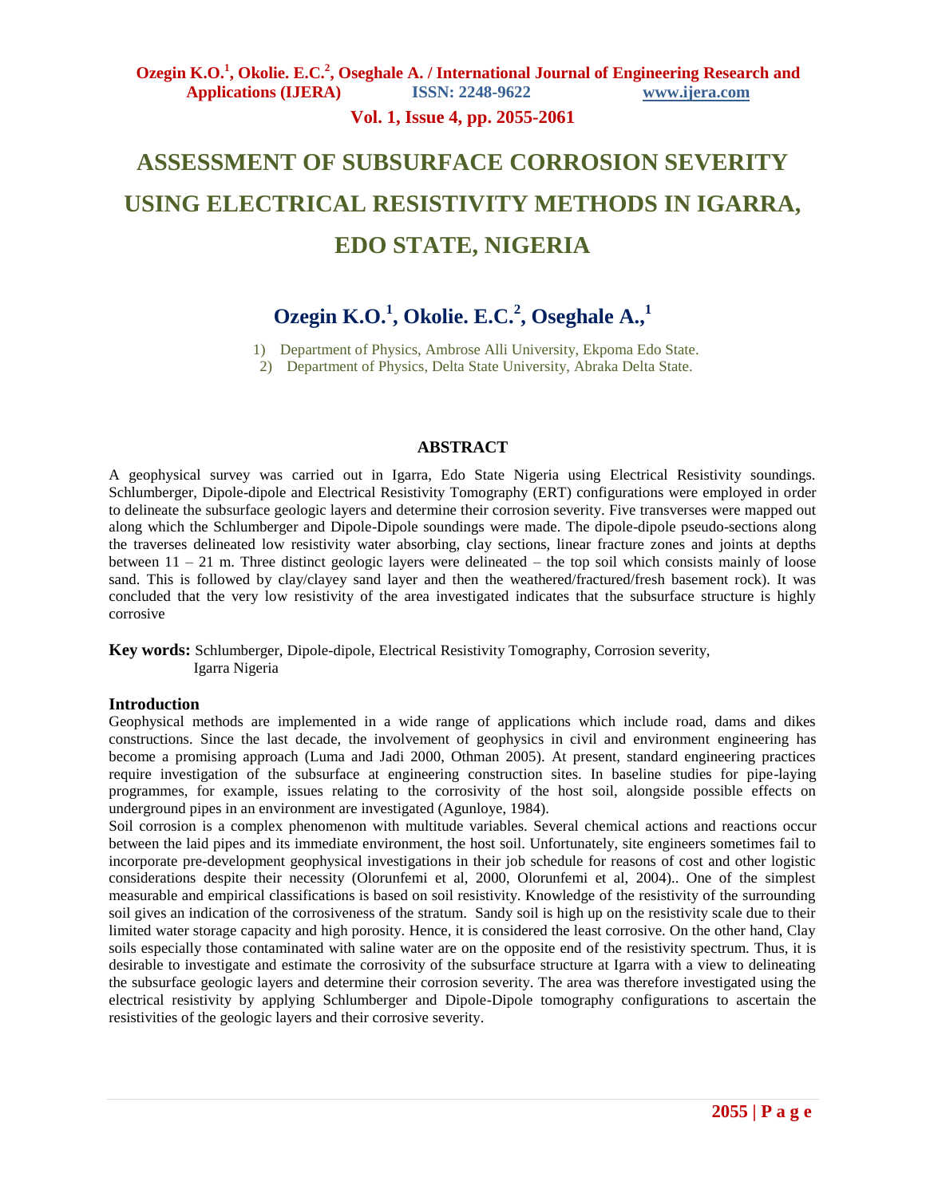# ASSESSMENT OF SUBSURFACE CORROSION SEVERITY USING ELECTRICAL RESISTIVITY METHODS IN IGARRA, EDO STATE, NIGERIA

**Ozegin K.O.[1], Okolie. E.C.[2], Oseghale A.,[1]**

1) Department of Physics, Ambrose Alli University, Ekpoma Edo State.
2) Department of Physics, Delta State University, Abraka Delta State.

## ABSTRACT

A geophysical survey was carried out in Igarra, Edo State Nigeria using Electrical Resistivity soundings. Schlumberger, Dipole-dipole and Electrical Resistivity Tomography (ERT) configurations were employed in order to delineate the subsurface geologic layers and determine their corrosion severity. Five transverses were mapped out along which the Schlumberger and Dipole-Dipole soundings were made. The dipole-dipole pseudo-sections along the traverses delineated low resistivity water absorbing, clay sections, linear fracture zones and joints at depths between 11 – 21 m. Three distinct geologic layers were delineated – the top soil which consists mainly of loose sand. This is followed by clay/clayey sand layer and then the weathered/fractured/fresh basement rock). It was concluded that the very low resistivity of the area investigated indicates that the subsurface structure is highly corrosive

**Key words:** Schlumberger, Dipole-dipole, Electrical Resistivity Tomography, Corrosion severity, Igarra Nigeria

## Introduction

Geophysical methods are implemented in a wide range of applications which include road, dams and dikes constructions. Since the last decade, the involvement of geophysics in civil and environment engineering has become a promising approach (Luma and Jadi 2000, Othman 2005). At present, standard engineering practices require investigation of the subsurface at engineering construction sites. In baseline studies for pipe-laying programmes, for example, issues relating to the corrosivity of the host soil, alongside possible effects on underground pipes in an environment are investigated (Agunloye, 1984).

Soil corrosion is a complex phenomenon with multitude variables. Several chemical actions and reactions occur between the laid pipes and its immediate environment, the host soil. Unfortunately, site engineers sometimes fail to incorporate pre-development geophysical investigations in their job schedule for reasons of cost and other logistic considerations despite their necessity (Olorunfemi et al, 2000, Olorunfemi et al, 2004).. One of the simplest measurable and empirical classifications is based on soil resistivity. Knowledge of the resistivity of the surrounding soil gives an indication of the corrosiveness of the stratum. Sandy soil is high up on the resistivity scale due to their limited water storage capacity and high porosity. Hence, it is considered the least corrosive. On the other hand, Clay soils especially those contaminated with saline water are on the opposite end of the resistivity spectrum. Thus, it is desirable to investigate and estimate the corrosivity of the subsurface structure at Igarra with a view to delineating the subsurface geologic layers and determine their corrosion severity. The area was therefore investigated using the electrical resistivity by applying Schlumberger and Dipole-Dipole tomography configurations to ascertain the resistivities of the geologic layers and their corrosive severity.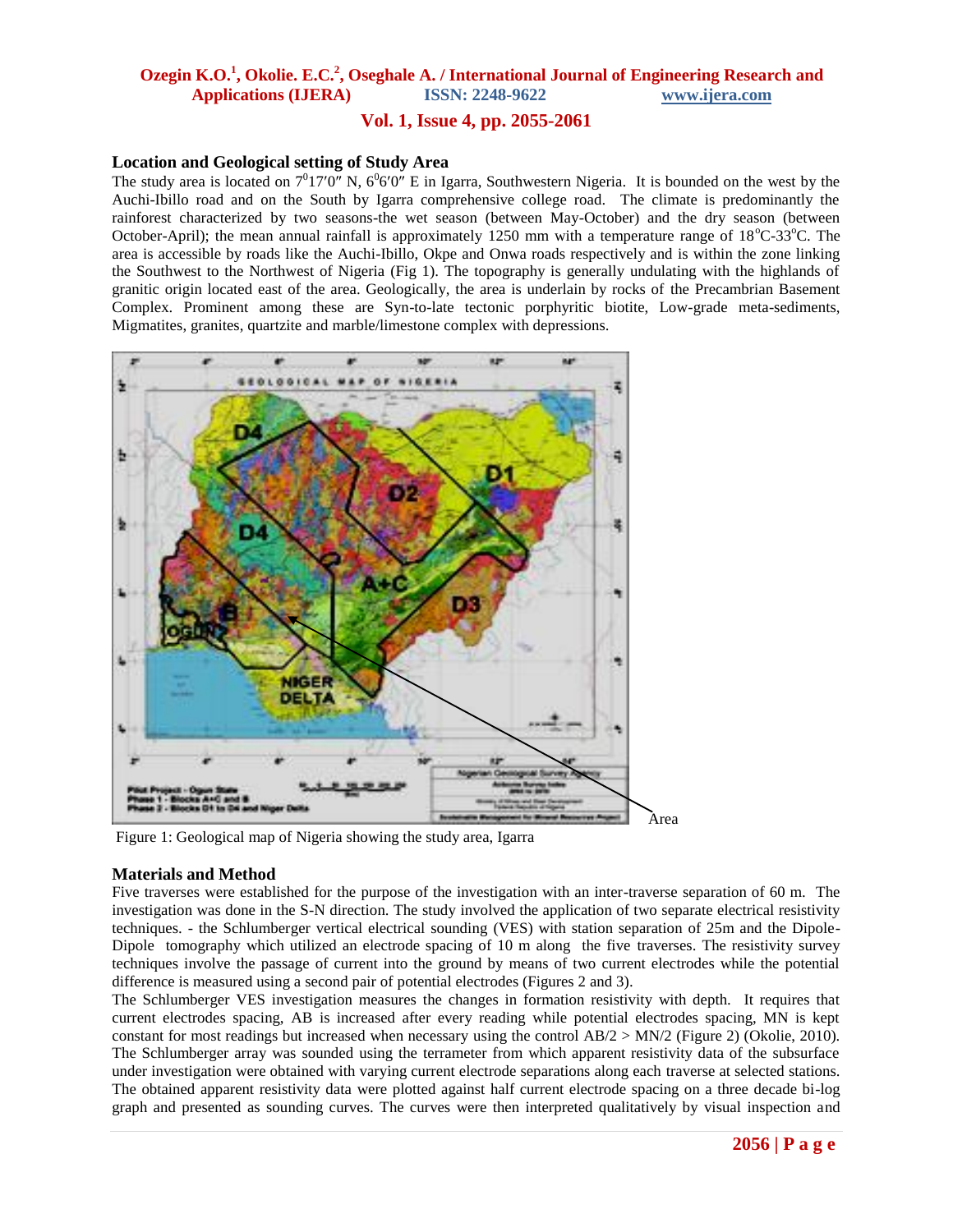### Location and Geological setting of Study Area

The study area is located on $7^{0}17'0''$ N, $6^{0}6'0''$ E in Igarra, Southwestern Nigeria. It is bounded on the west by the Auchi-Ibillo road and on the South by Igarra comprehensive college road. The climate is predominantly the rainforest characterized by two seasons-the wet season (between May-October) and the dry season (between October-April); the mean annual rainfall is approximately 1250 mm with a temperature range of $18^{o}$C-$33^{o}$C. The area is accessible by roads like the Auchi-Ibillo, Okpe and Onwa roads respectively and is within the zone linking the Southwest to the Northwest of Nigeria (Fig 1). The topography is generally undulating with the highlands of granitic origin located east of the area. Geologically, the area is underlain by rocks of the Precambrian Basement Complex. Prominent among these are Syn-to-late tectonic porphyritic biotite, Low-grade meta-sediments, Migmatites, granites, quartzite and marble/limestone complex with depressions.

Figure 1: Geological map of Nigeria showing the study area, Igarra

### Materials and Method

Five traverses were established for the purpose of the investigation with an inter-traverse separation of 60 m. The investigation was done in the S-N direction. The study involved the application of two separate electrical resistivity techniques. - the Schlumberger vertical electrical sounding (VES) with station separation of 25m and the Dipole-Dipole tomography which utilized an electrode spacing of 10 m along the five traverses. The resistivity survey techniques involve the passage of current into the ground by means of two current electrodes while the potential difference is measured using a second pair of potential electrodes (Figures 2 and 3).

The Schlumberger VES investigation measures the changes in formation resistivity with depth. It requires that current electrodes spacing, AB is increased after every reading while potential electrodes spacing, MN is kept constant for most readings but increased when necessary using the control $AB/2 > MN/2$ (Figure 2) (Okolie, 2010). The Schlumberger array was sounded using the terrameter from which apparent resistivity data of the subsurface under investigation were obtained with varying current electrode separations along each traverse at selected stations. The obtained apparent resistivity data were plotted against half current electrode spacing on a three decade bi-log graph and presented as sounding curves. The curves were then interpreted qualitatively by visual inspection and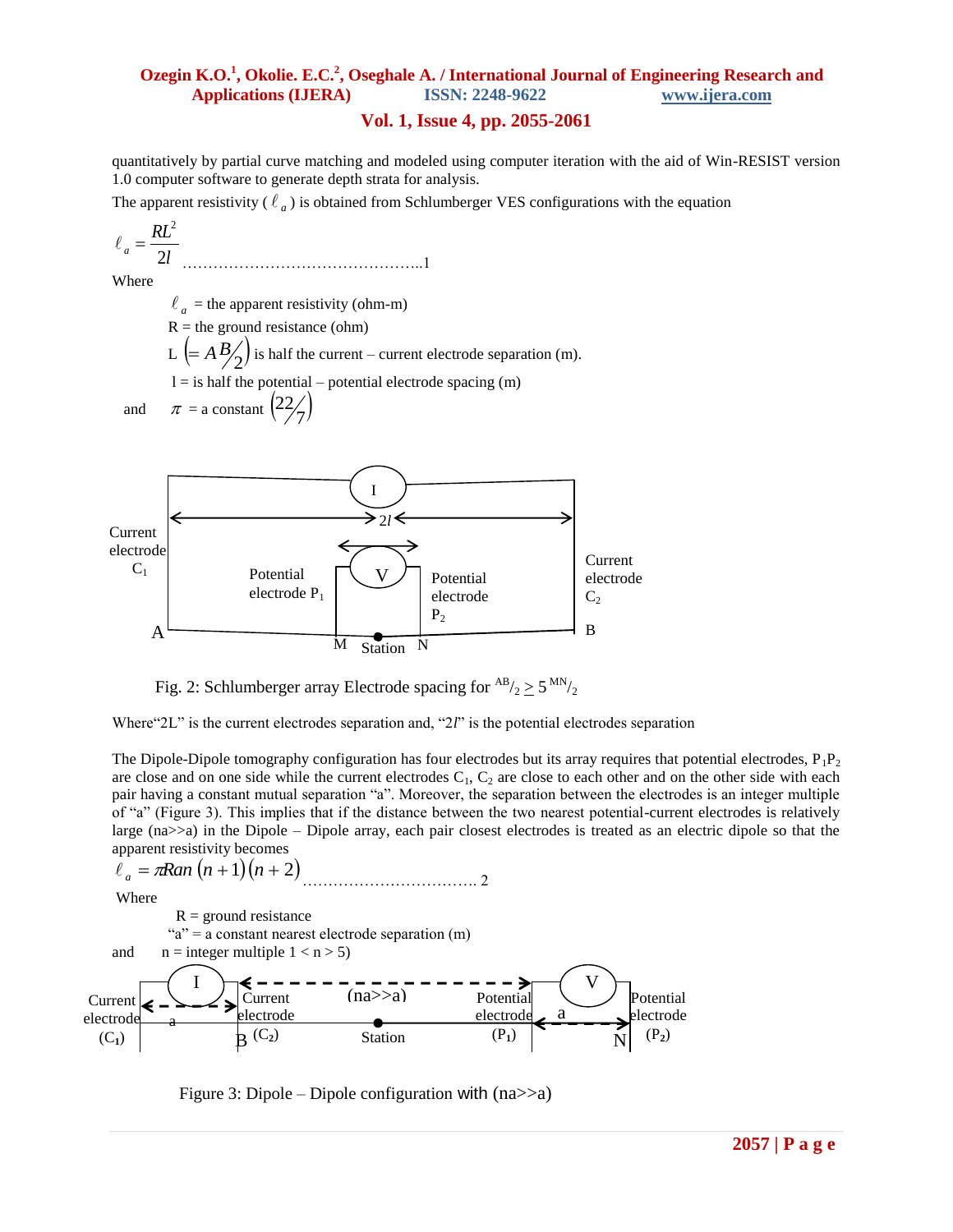quantitatively by partial curve matching and modeled using computer iteration with the aid of Win-RESIST version 1.0 computer software to generate depth strata for analysis.

The apparent resistivity ($\ell_a$) is obtained from Schlumberger VES configurations with the equation

$$\ell_a = \frac{RL^2}{2l} \quad \text{.........................................1}$$

Where

$\ell_a$ = the apparent resistivity (ohm-m)

R = the ground resistance (ohm)

L $\left(= AB/2\right)$ is half the current – current electrode separation (m).

l = is half the potential – potential electrode spacing (m)

and $\pi$ = a constant $\left(22/7\right)$

Fig. 2: Schlumberger array Electrode spacing for $^{AB}/_2 \geq 5\ ^{MN}/_2$

Where "2L" is the current electrodes separation and, "2$l$" is the potential electrodes separation

The Dipole-Dipole tomography configuration has four electrodes but its array requires that potential electrodes, $P_1P_2$ are close and on one side while the current electrodes $C_1$, $C_2$ are close to each other and on the other side with each pair having a constant mutual separation "a". Moreover, the separation between the electrodes is an integer multiple of "a" (Figure 3). This implies that if the distance between the two nearest potential-current electrodes is relatively large (na>>a) in the Dipole – Dipole array, each pair closest electrodes is treated as an electric dipole so that the apparent resistivity becomes

$$\ell_a = \pi Ran\,(n+1)(n+2) \quad \text{................................. 2}$$

Where

R = ground resistance

"a" = a constant nearest electrode separation (m)

and n = integer multiple 1 < n > 5)

Figure 3: Dipole – Dipole configuration with (na>>a)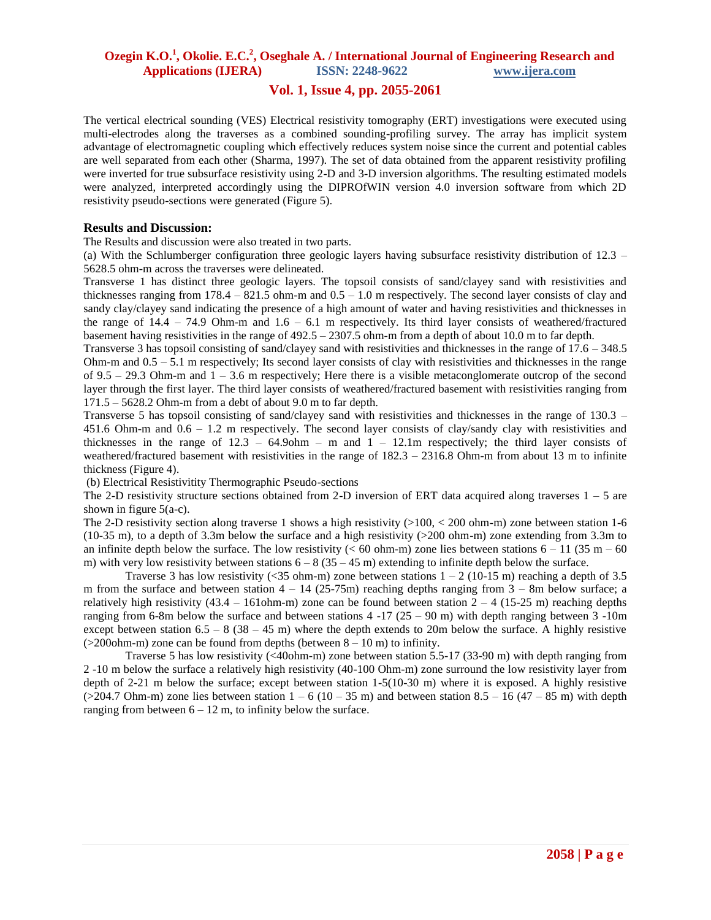The vertical electrical sounding (VES) Electrical resistivity tomography (ERT) investigations were executed using multi-electrodes along the traverses as a combined sounding-profiling survey. The array has implicit system advantage of electromagnetic coupling which effectively reduces system noise since the current and potential cables are well separated from each other (Sharma, 1997). The set of data obtained from the apparent resistivity profiling were inverted for true subsurface resistivity using 2-D and 3-D inversion algorithms. The resulting estimated models were analyzed, interpreted accordingly using the DIPROfWIN version 4.0 inversion software from which 2D resistivity pseudo-sections were generated (Figure 5).

### Results and Discussion:

The Results and discussion were also treated in two parts.

(a) With the Schlumberger configuration three geologic layers having subsurface resistivity distribution of 12.3 – 5628.5 ohm-m across the traverses were delineated.

Transverse 1 has distinct three geologic layers. The topsoil consists of sand/clayey sand with resistivities and thicknesses ranging from 178.4 – 821.5 ohm-m and 0.5 – 1.0 m respectively. The second layer consists of clay and sandy clay/clayey sand indicating the presence of a high amount of water and having resistivities and thicknesses in the range of 14.4 – 74.9 Ohm-m and 1.6 – 6.1 m respectively. Its third layer consists of weathered/fractured basement having resistivities in the range of 492.5 – 2307.5 ohm-m from a depth of about 10.0 m to far depth.

Transverse 3 has topsoil consisting of sand/clayey sand with resistivities and thicknesses in the range of 17.6 – 348.5 Ohm-m and 0.5 – 5.1 m respectively; Its second layer consists of clay with resistivities and thicknesses in the range of 9.5 – 29.3 Ohm-m and 1 – 3.6 m respectively; Here there is a visible metaconglomerate outcrop of the second layer through the first layer. The third layer consists of weathered/fractured basement with resistivities ranging from 171.5 – 5628.2 Ohm-m from a debt of about 9.0 m to far depth.

Transverse 5 has topsoil consisting of sand/clayey sand with resistivities and thicknesses in the range of 130.3 – 451.6 Ohm-m and 0.6 – 1.2 m respectively. The second layer consists of clay/sandy clay with resistivities and thicknesses in the range of 12.3 – 64.9ohm – m and 1 – 12.1m respectively; the third layer consists of weathered/fractured basement with resistivities in the range of 182.3 – 2316.8 Ohm-m from about 13 m to infinite thickness (Figure 4).

(b) Electrical Resistivitity Thermographic Pseudo-sections

The 2-D resistivity structure sections obtained from 2-D inversion of ERT data acquired along traverses 1 – 5 are shown in figure 5(a-c).

The 2-D resistivity section along traverse 1 shows a high resistivity (>100, < 200 ohm-m) zone between station 1-6 (10-35 m), to a depth of 3.3m below the surface and a high resistivity (>200 ohm-m) zone extending from 3.3m to an infinite depth below the surface. The low resistivity (< 60 ohm-m) zone lies between stations 6 – 11 (35 m – 60 m) with very low resistivity between stations 6 – 8 (35 – 45 m) extending to infinite depth below the surface.

Traverse 3 has low resistivity (<35 ohm-m) zone between stations 1 – 2 (10-15 m) reaching a depth of 3.5 m from the surface and between station 4 – 14 (25-75m) reaching depths ranging from 3 – 8m below surface; a relatively high resistivity (43.4 – 161ohm-m) zone can be found between station 2 – 4 (15-25 m) reaching depths ranging from 6-8m below the surface and between stations 4 -17 (25 – 90 m) with depth ranging between 3 -10m except between station 6.5 – 8 (38 – 45 m) where the depth extends to 20m below the surface. A highly resistive (>200ohm-m) zone can be found from depths (between 8 – 10 m) to infinity.

Traverse 5 has low resistivity (<40ohm-m) zone between station 5.5-17 (33-90 m) with depth ranging from 2 -10 m below the surface a relatively high resistivity (40-100 Ohm-m) zone surround the low resistivity layer from depth of 2-21 m below the surface; except between station 1-5(10-30 m) where it is exposed. A highly resistive (>204.7 Ohm-m) zone lies between station 1 – 6 (10 – 35 m) and between station 8.5 – 16 (47 – 85 m) with depth ranging from between 6 – 12 m, to infinity below the surface.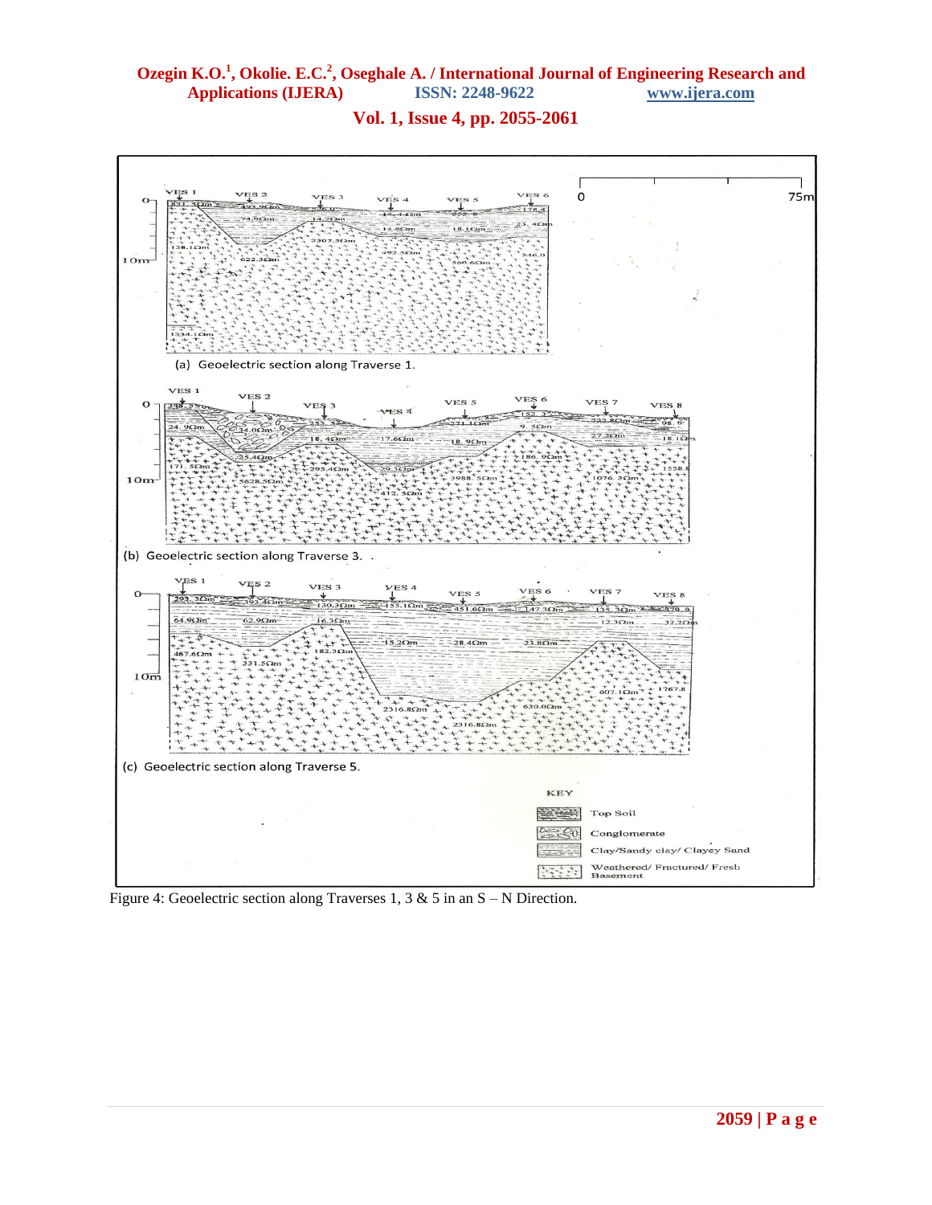Figure 4: Geoelectric section along Traverses 1, 3 & 5 in an S – N Direction.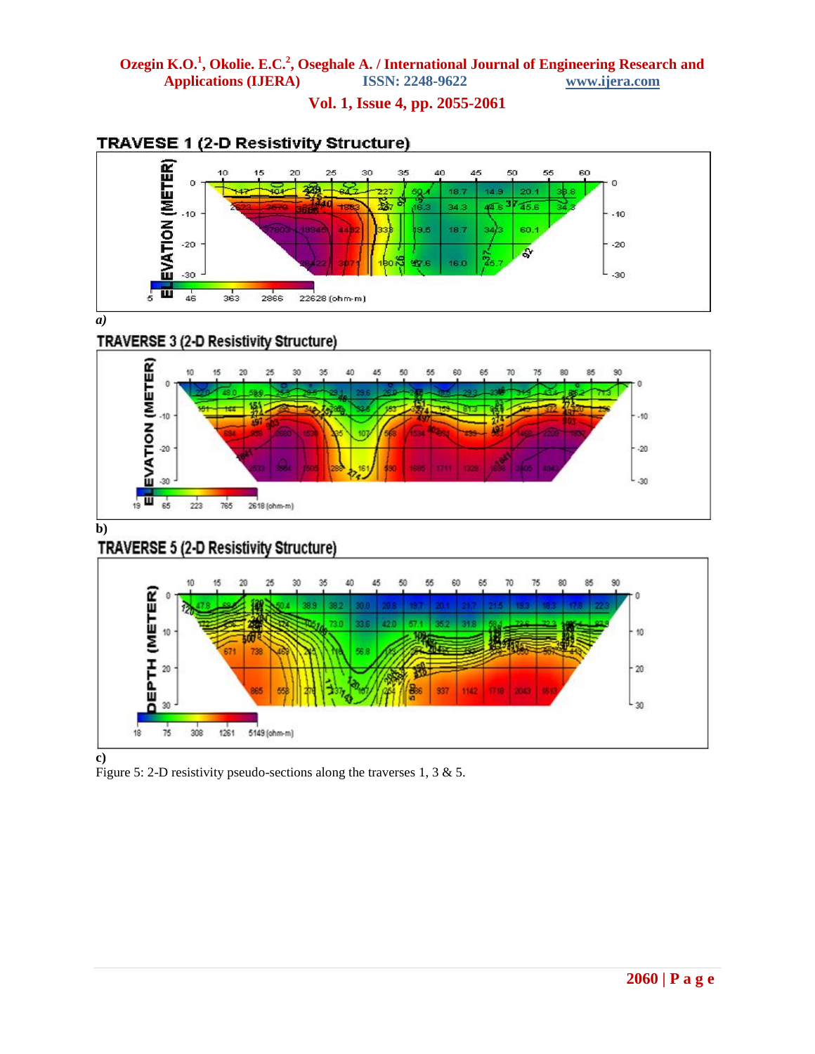TRAVESE 1 (2-D Resistivity Structure)

*a)*

TRAVERSE 3 (2-D Resistivity Structure)

**b)**

TRAVERSE 5 (2-D Resistivity Structure)

**c)**

Figure 5: 2-D resistivity pseudo-sections along the traverses 1, 3 & 5.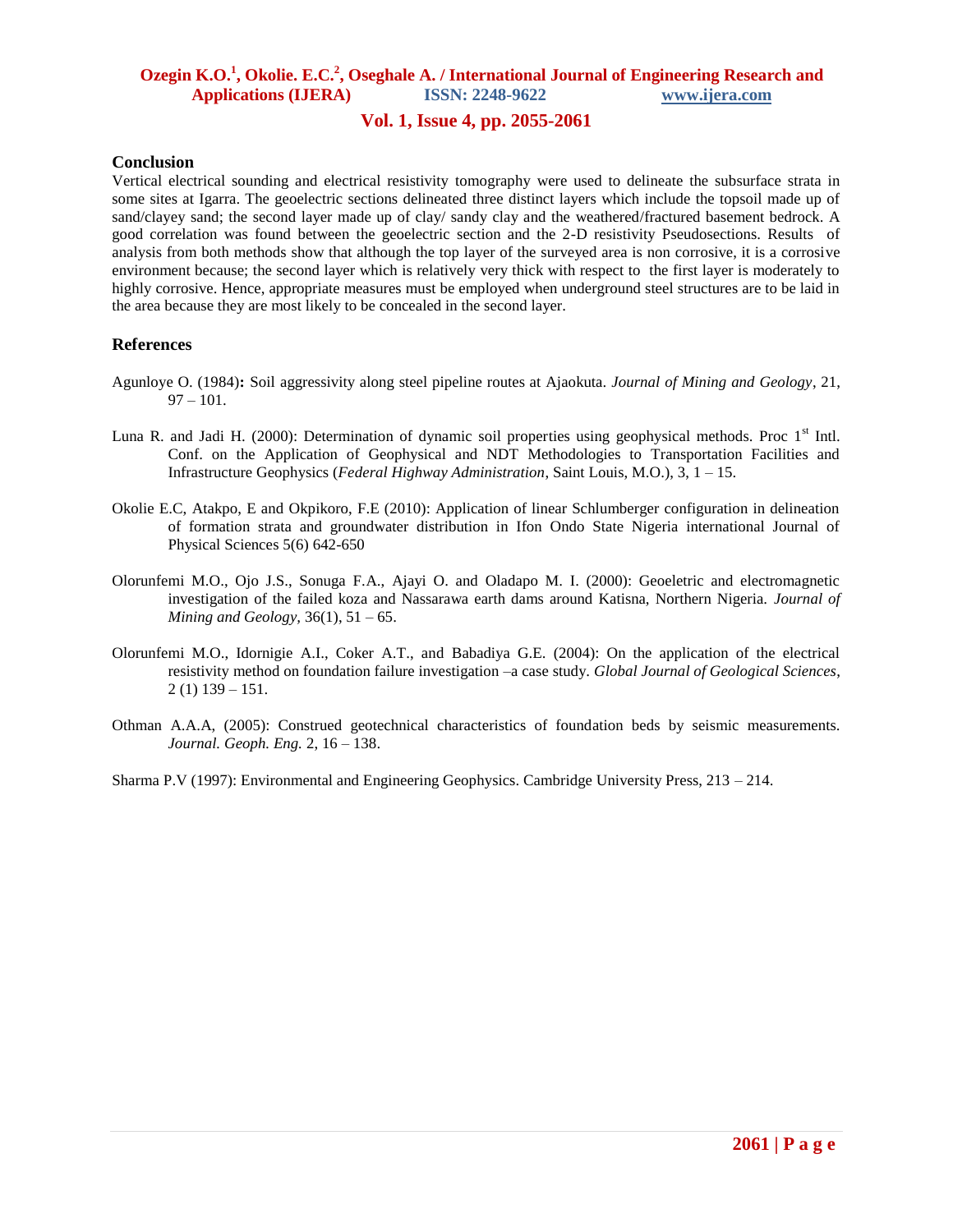## Conclusion

Vertical electrical sounding and electrical resistivity tomography were used to delineate the subsurface strata in some sites at Igarra. The geoelectric sections delineated three distinct layers which include the topsoil made up of sand/clayey sand; the second layer made up of clay/ sandy clay and the weathered/fractured basement bedrock. A good correlation was found between the geoelectric section and the 2-D resistivity Pseudosections. Results of analysis from both methods show that although the top layer of the surveyed area is non corrosive, it is a corrosive environment because; the second layer which is relatively very thick with respect to the first layer is moderately to highly corrosive. Hence, appropriate measures must be employed when underground steel structures are to be laid in the area because they are most likely to be concealed in the second layer.

## References

Agunloye O. (1984)**:** Soil aggressivity along steel pipeline routes at Ajaokuta. *Journal of Mining and Geology*, 21, 97 – 101.

Luna R. and Jadi H. (2000): Determination of dynamic soil properties using geophysical methods. Proc 1st Intl. Conf. on the Application of Geophysical and NDT Methodologies to Transportation Facilities and Infrastructure Geophysics (*Federal Highway Administration*, Saint Louis, M.O.), 3, 1 – 15.

Okolie E.C, Atakpo, E and Okpikoro, F.E (2010): Application of linear Schlumberger configuration in delineation of formation strata and groundwater distribution in Ifon Ondo State Nigeria international Journal of Physical Sciences 5(6) 642-650

Olorunfemi M.O., Ojo J.S., Sonuga F.A., Ajayi O. and Oladapo M. I. (2000): Geoeletric and electromagnetic investigation of the failed koza and Nassarawa earth dams around Katisna, Northern Nigeria. *Journal of Mining and Geology,* 36(1), 51 – 65.

Olorunfemi M.O., Idornigie A.I., Coker A.T., and Babadiya G.E. (2004): On the application of the electrical resistivity method on foundation failure investigation –a case study. *Global Journal of Geological Sciences*, 2 (1) 139 – 151.

Othman A.A.A, (2005): Construed geotechnical characteristics of foundation beds by seismic measurements. *Journal. Geoph. Eng.* 2, 16 – 138.

Sharma P.V (1997): Environmental and Engineering Geophysics. Cambridge University Press, 213 – 214.